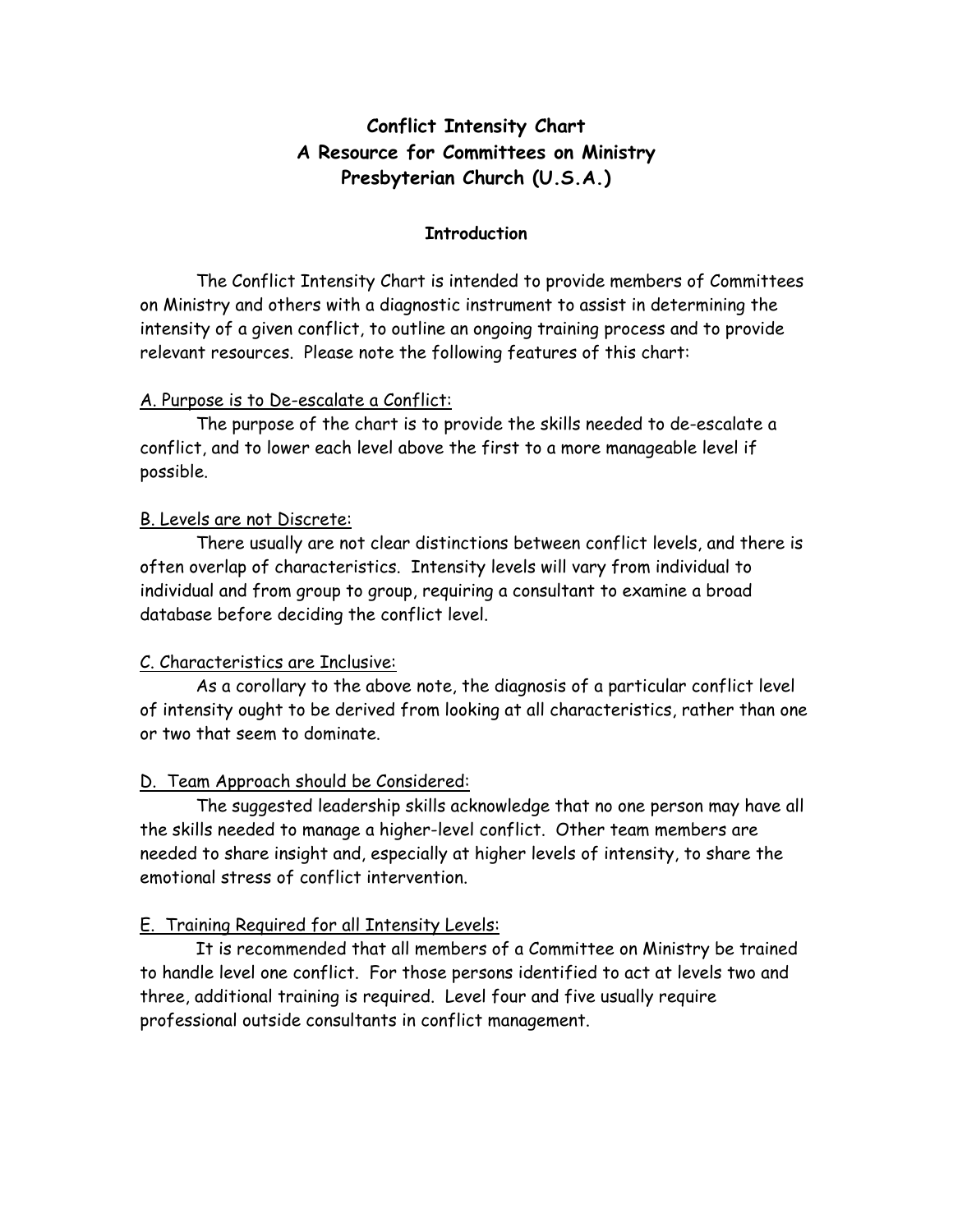# Conflict Intensity Chart
# A Resource for Committees on Ministry
# Presbyterian Church (U.S.A.)

## Introduction

The Conflict Intensity Chart is intended to provide members of Committees on Ministry and others with a diagnostic instrument to assist in determining the intensity of a given conflict, to outline an ongoing training process and to provide relevant resources. Please note the following features of this chart:

<u>A. Purpose is to De-escalate a Conflict:</u>

The purpose of the chart is to provide the skills needed to de-escalate a conflict, and to lower each level above the first to a more manageable level if possible.

<u>B. Levels are not Discrete:</u>

There usually are not clear distinctions between conflict levels, and there is often overlap of characteristics. Intensity levels will vary from individual to individual and from group to group, requiring a consultant to examine a broad database before deciding the conflict level.

<u>C. Characteristics are Inclusive:</u>

As a corollary to the above note, the diagnosis of a particular conflict level of intensity ought to be derived from looking at all characteristics, rather than one or two that seem to dominate.

<u>D. Team Approach should be Considered:</u>

The suggested leadership skills acknowledge that no one person may have all the skills needed to manage a higher-level conflict. Other team members are needed to share insight and, especially at higher levels of intensity, to share the emotional stress of conflict intervention.

<u>E. Training Required for all Intensity Levels:</u>

It is recommended that all members of a Committee on Ministry be trained to handle level one conflict. For those persons identified to act at levels two and three, additional training is required. Level four and five usually require professional outside consultants in conflict management.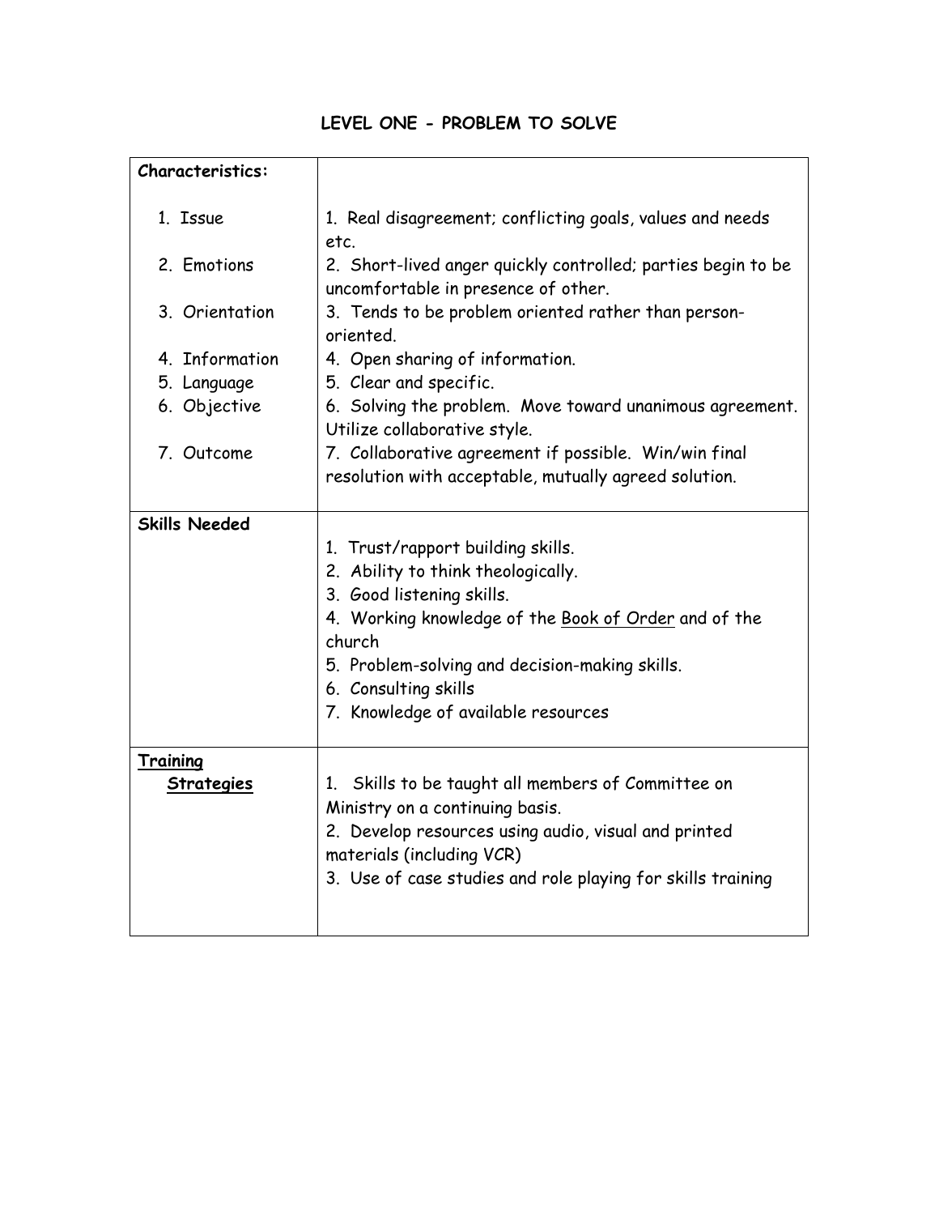## LEVEL ONE - PROBLEM TO SOLVE

| **Characteristics:** | |
|---|---|
| 1. Issue<br>2. Emotions<br>3. Orientation<br>4. Information<br>5. Language<br>6. Objective<br>7. Outcome | 1. Real disagreement; conflicting goals, values and needs etc.<br>2. Short-lived anger quickly controlled; parties begin to be uncomfortable in presence of other.<br>3. Tends to be problem oriented rather than person-oriented.<br>4. Open sharing of information.<br>5. Clear and specific.<br>6. Solving the problem. Move toward unanimous agreement. Utilize collaborative style.<br>7. Collaborative agreement if possible. Win/win final resolution with acceptable, mutually agreed solution. |
| **Skills Needed** | 1. Trust/rapport building skills.<br>2. Ability to think theologically.<br>3. Good listening skills.<br>4. Working knowledge of the Book of Order and of the church<br>5. Problem-solving and decision-making skills.<br>6. Consulting skills<br>7. Knowledge of available resources |
| **Training Strategies** | 1. Skills to be taught all members of Committee on Ministry on a continuing basis.<br>2. Develop resources using audio, visual and printed materials (including VCR)<br>3. Use of case studies and role playing for skills training |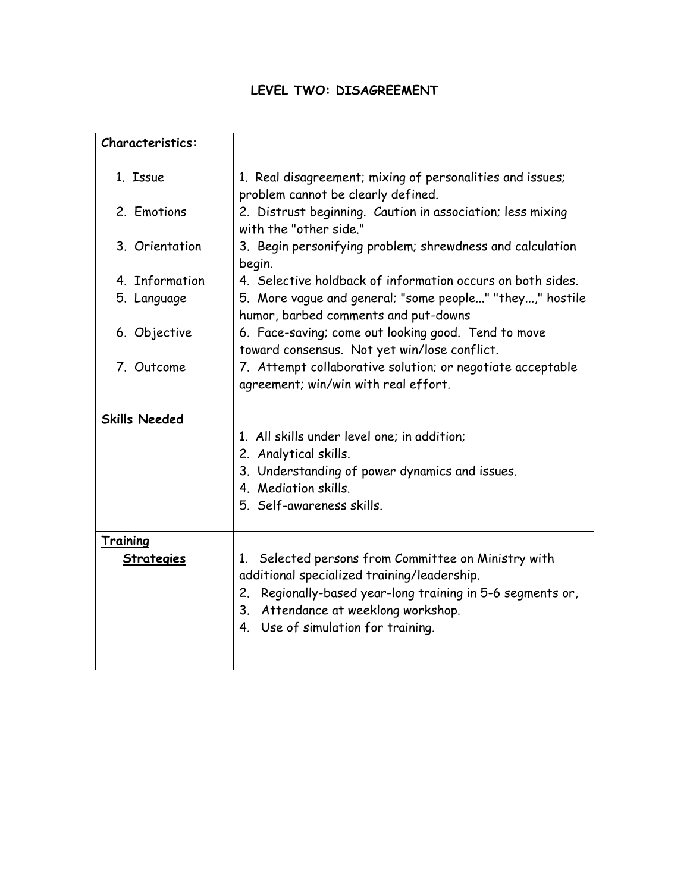## LEVEL TWO: DISAGREEMENT

| **Characteristics:** | |
|---|---|
| 1. Issue | 1. Real disagreement; mixing of personalities and issues; problem cannot be clearly defined. |
| 2. Emotions | 2. Distrust beginning. Caution in association; less mixing with the "other side." |
| 3. Orientation | 3. Begin personifying problem; shrewdness and calculation begin. |
| 4. Information | 4. Selective holdback of information occurs on both sides. |
| 5. Language | 5. More vague and general; "some people..." "they...," hostile humor, barbed comments and put-downs |
| 6. Objective | 6. Face-saving; come out looking good. Tend to move toward consensus. Not yet win/lose conflict. |
| 7. Outcome | 7. Attempt collaborative solution; or negotiate acceptable agreement; win/win with real effort. |
| **Skills Needed** | 1. All skills under level one; in addition;<br>2. Analytical skills.<br>3. Understanding of power dynamics and issues.<br>4. Mediation skills.<br>5. Self-awareness skills. |
| **Training Strategies** | 1. Selected persons from Committee on Ministry with additional specialized training/leadership.<br>2. Regionally-based year-long training in 5-6 segments or,<br>3. Attendance at weeklong workshop.<br>4. Use of simulation for training. |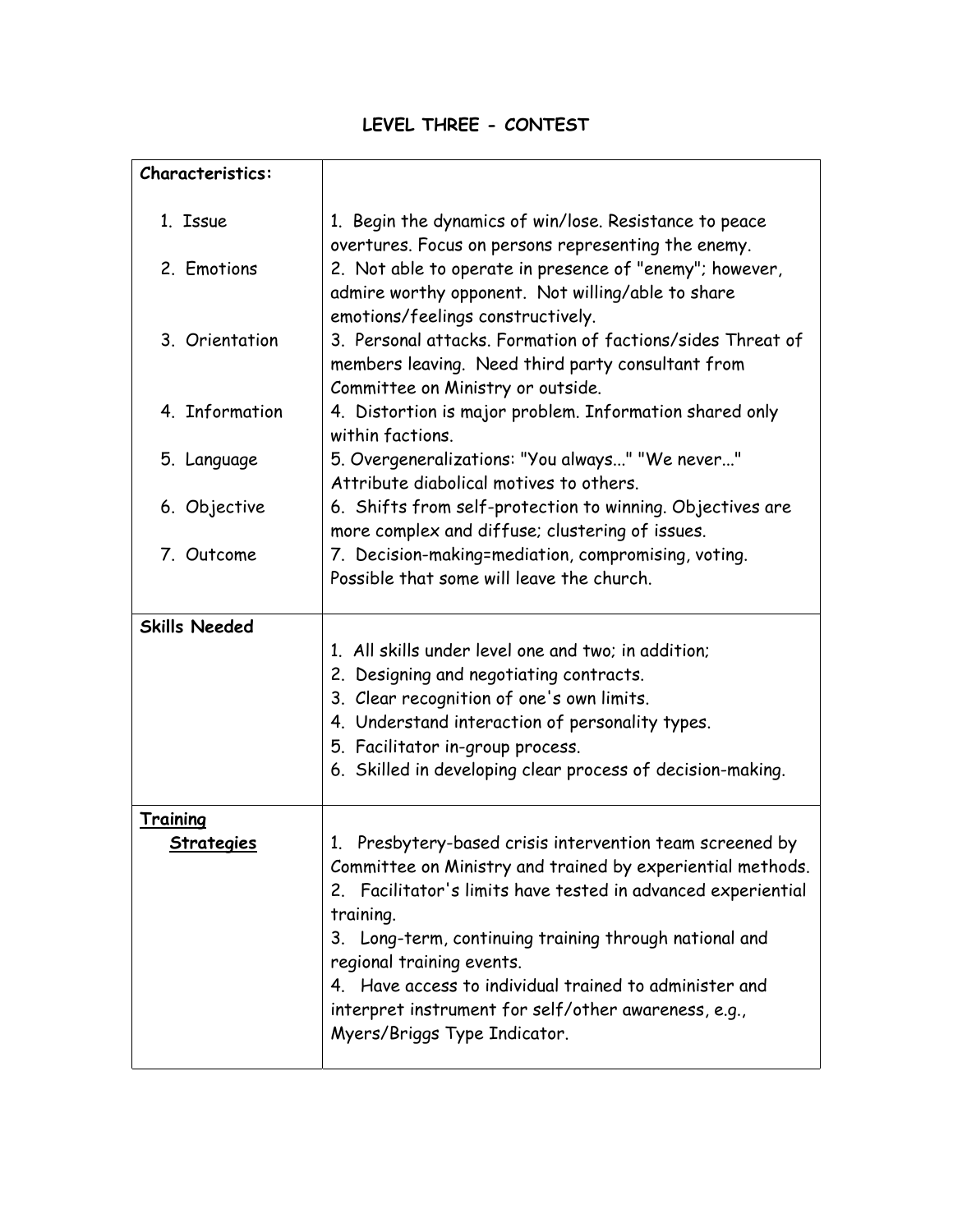## LEVEL THREE - CONTEST

| **Characteristics:** | |
|---|---|
| 1. Issue<br>2. Emotions<br>3. Orientation<br>4. Information<br>5. Language<br>6. Objective<br>7. Outcome | 1. Begin the dynamics of win/lose. Resistance to peace overtures. Focus on persons representing the enemy.<br>2. Not able to operate in presence of "enemy"; however, admire worthy opponent. Not willing/able to share emotions/feelings constructively.<br>3. Personal attacks. Formation of factions/sides Threat of members leaving. Need third party consultant from Committee on Ministry or outside.<br>4. Distortion is major problem. Information shared only within factions.<br>5. Overgeneralizations: "You always..." "We never..." Attribute diabolical motives to others.<br>6. Shifts from self-protection to winning. Objectives are more complex and diffuse; clustering of issues.<br>7. Decision-making=mediation, compromising, voting. Possible that some will leave the church. |
| **Skills Needed** | 1. All skills under level one and two; in addition;<br>2. Designing and negotiating contracts.<br>3. Clear recognition of one's own limits.<br>4. Understand interaction of personality types.<br>5. Facilitator in-group process.<br>6. Skilled in developing clear process of decision-making. |
| **Training Strategies** | 1. Presbytery-based crisis intervention team screened by Committee on Ministry and trained by experiential methods.<br>2. Facilitator's limits have tested in advanced experiential training.<br>3. Long-term, continuing training through national and regional training events.<br>4. Have access to individual trained to administer and interpret instrument for self/other awareness, e.g., Myers/Briggs Type Indicator. |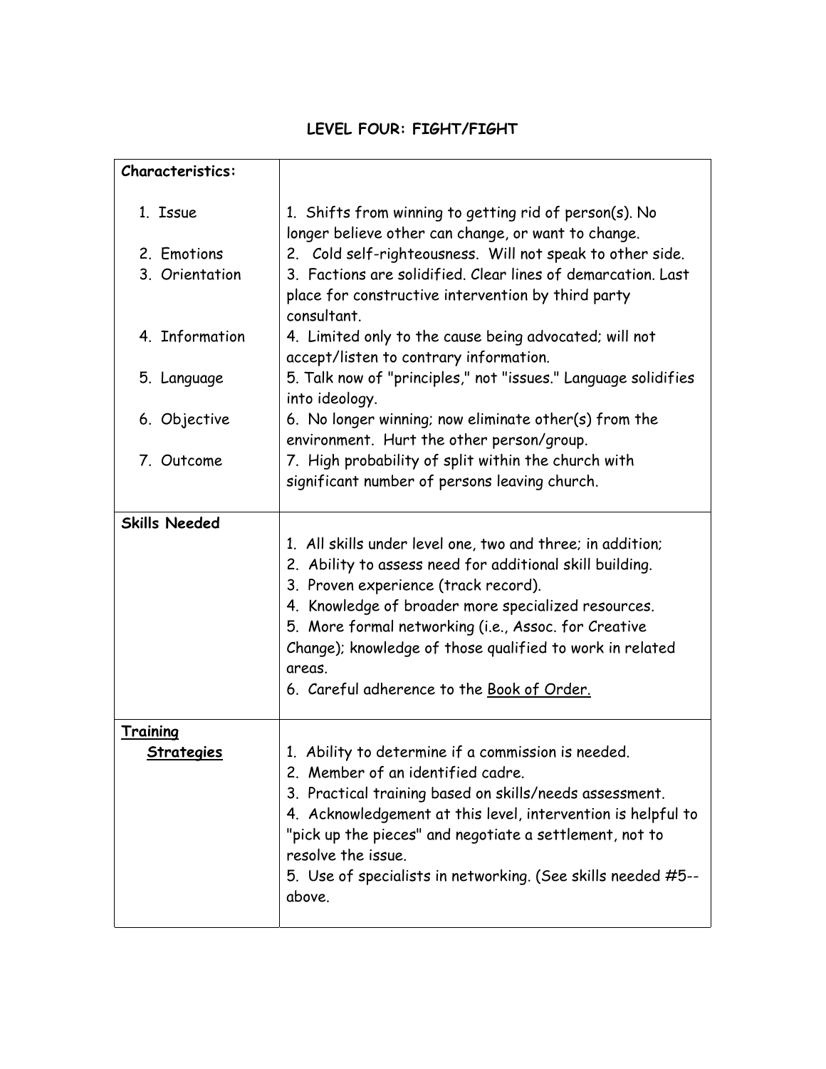## LEVEL FOUR: FIGHT/FIGHT

| **Characteristics:** | |
|---|---|
| 1. Issue | 1. Shifts from winning to getting rid of person(s). No longer believe other can change, or want to change. |
| 2. Emotions | 2. Cold self-righteousness. Will not speak to other side. |
| 3. Orientation | 3. Factions are solidified. Clear lines of demarcation. Last place for constructive intervention by third party consultant. |
| 4. Information | 4. Limited only to the cause being advocated; will not accept/listen to contrary information. |
| 5. Language | 5. Talk now of "principles," not "issues." Language solidifies into ideology. |
| 6. Objective | 6. No longer winning; now eliminate other(s) from the environment. Hurt the other person/group. |
| 7. Outcome | 7. High probability of split within the church with significant number of persons leaving church. |
| **Skills Needed** | 1. All skills under level one, two and three; in addition;<br>2. Ability to assess need for additional skill building.<br>3. Proven experience (track record).<br>4. Knowledge of broader more specialized resources.<br>5. More formal networking (i.e., Assoc. for Creative Change); knowledge of those qualified to work in related areas.<br>6. Careful adherence to the Book of Order. |
| **Training Strategies** | 1. Ability to determine if a commission is needed.<br>2. Member of an identified cadre.<br>3. Practical training based on skills/needs assessment.<br>4. Acknowledgement at this level, intervention is helpful to "pick up the pieces" and negotiate a settlement, not to resolve the issue.<br>5. Use of specialists in networking. (See skills needed #5--above. |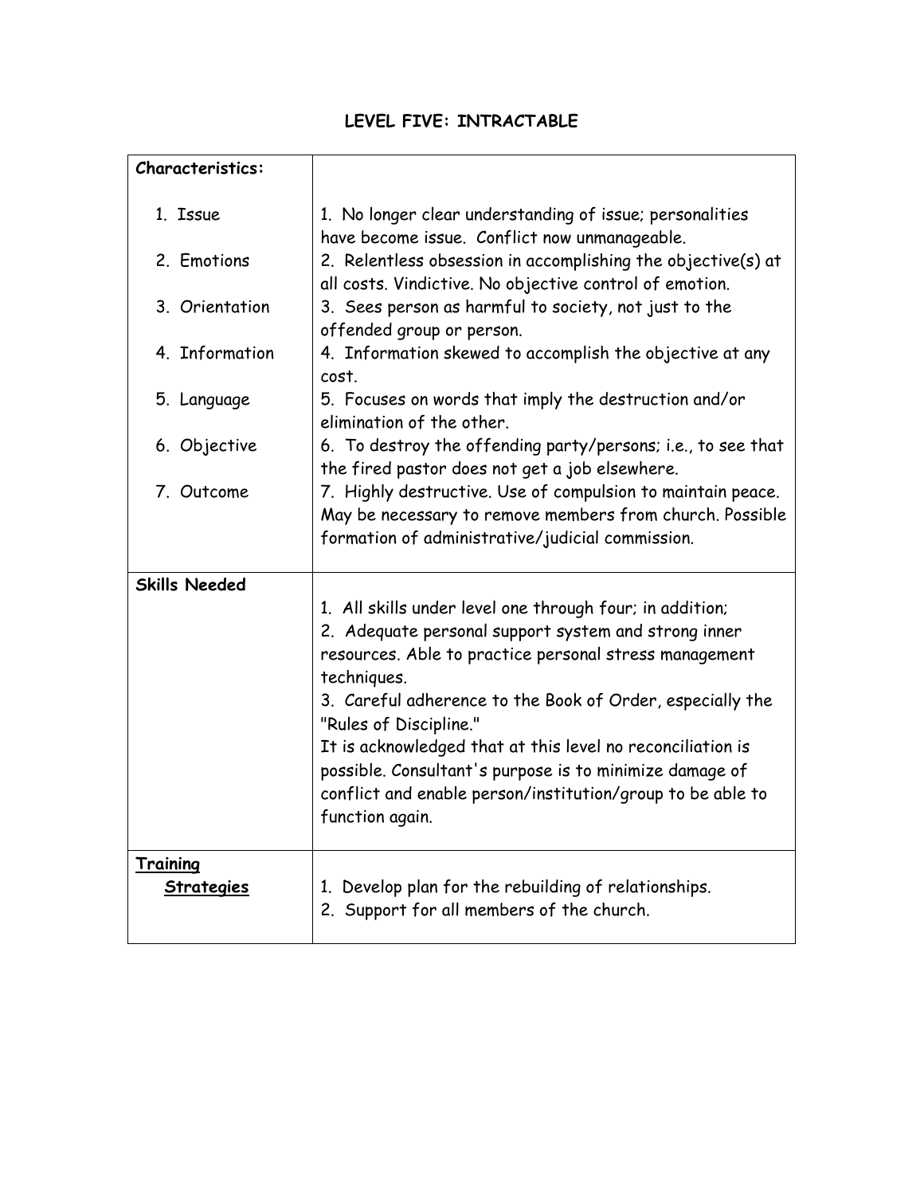## LEVEL FIVE: INTRACTABLE

| **Characteristics:** | |
|---|---|
| 1. Issue | 1. No longer clear understanding of issue; personalities have become issue. Conflict now unmanageable. |
| 2. Emotions | 2. Relentless obsession in accomplishing the objective(s) at all costs. Vindictive. No objective control of emotion. |
| 3. Orientation | 3. Sees person as harmful to society, not just to the offended group or person. |
| 4. Information | 4. Information skewed to accomplish the objective at any cost. |
| 5. Language | 5. Focuses on words that imply the destruction and/or elimination of the other. |
| 6. Objective | 6. To destroy the offending party/persons; i.e., to see that the fired pastor does not get a job elsewhere. |
| 7. Outcome | 7. Highly destructive. Use of compulsion to maintain peace. May be necessary to remove members from church. Possible formation of administrative/judicial commission. |
| **Skills Needed** | 1. All skills under level one through four; in addition;<br>2. Adequate personal support system and strong inner resources. Able to practice personal stress management techniques.<br>3. Careful adherence to the Book of Order, especially the "Rules of Discipline."<br>It is acknowledged that at this level no reconciliation is possible. Consultant's purpose is to minimize damage of conflict and enable person/institution/group to be able to function again. |
| **Training Strategies** | 1. Develop plan for the rebuilding of relationships.<br>2. Support for all members of the church. |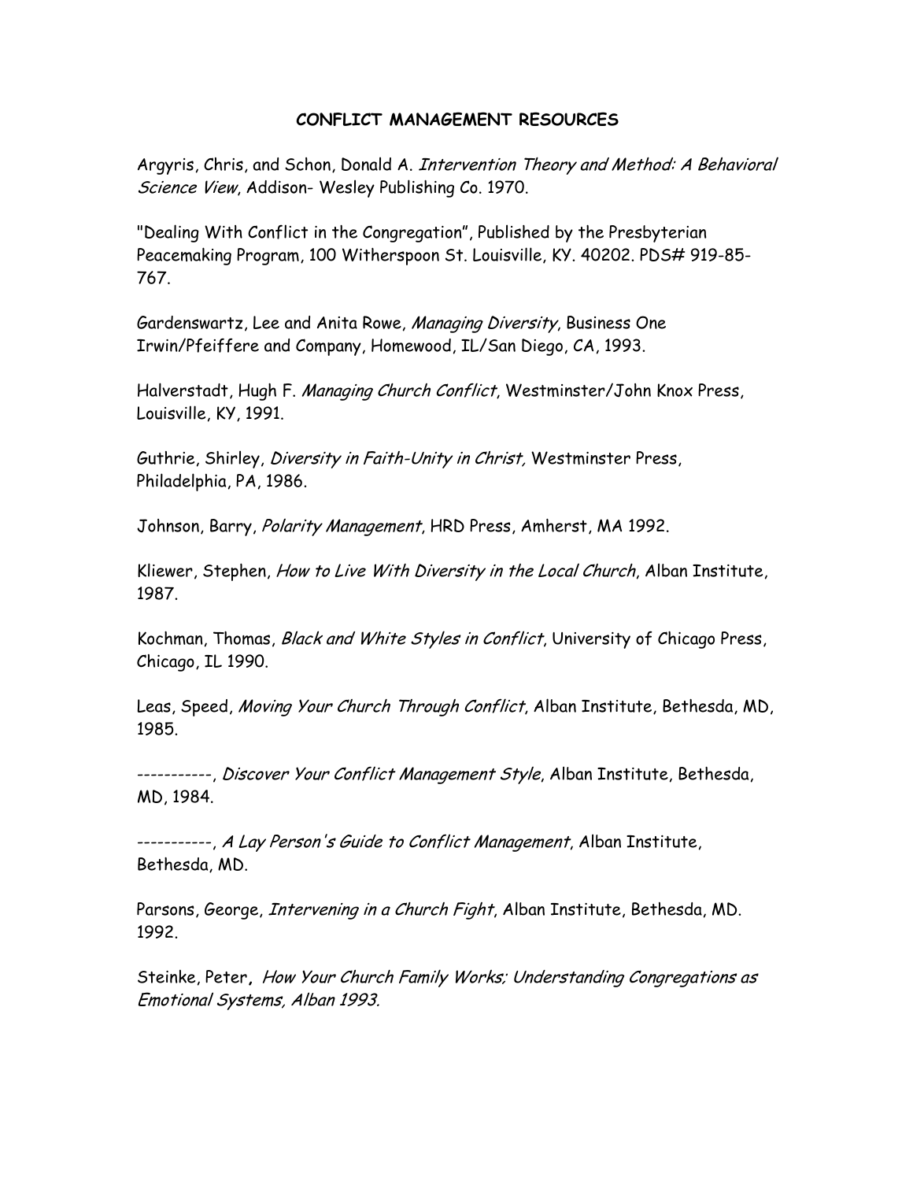# CONFLICT MANAGEMENT RESOURCES

Argyris, Chris, and Schon, Donald A. *Intervention Theory and Method: A Behavioral Science View*, Addison- Wesley Publishing Co. 1970.

"Dealing With Conflict in the Congregation", Published by the Presbyterian Peacemaking Program, 100 Witherspoon St. Louisville, KY. 40202. PDS# 919-85-767.

Gardenswartz, Lee and Anita Rowe, *Managing Diversity*, Business One Irwin/Pfeiffere and Company, Homewood, IL/San Diego, CA, 1993.

Halverstadt, Hugh F. *Managing Church Conflict*, Westminster/John Knox Press, Louisville, KY, 1991.

Guthrie, Shirley, *Diversity in Faith-Unity in Christ,* Westminster Press, Philadelphia, PA, 1986.

Johnson, Barry, *Polarity Management*, HRD Press, Amherst, MA 1992.

Kliewer, Stephen, *How to Live With Diversity in the Local Church*, Alban Institute, 1987.

Kochman, Thomas, *Black and White Styles in Conflict*, University of Chicago Press, Chicago, IL 1990.

Leas, Speed, *Moving Your Church Through Conflict*, Alban Institute, Bethesda, MD, 1985.

-----------, *Discover Your Conflict Management Style*, Alban Institute, Bethesda, MD, 1984.

-----------, *A Lay Person's Guide to Conflict Management*, Alban Institute, Bethesda, MD.

Parsons, George, *Intervening in a Church Fight*, Alban Institute, Bethesda, MD. 1992.

Steinke, Peter**,** *How Your Church Family Works; Understanding Congregations as Emotional Systems, Alban 1993.*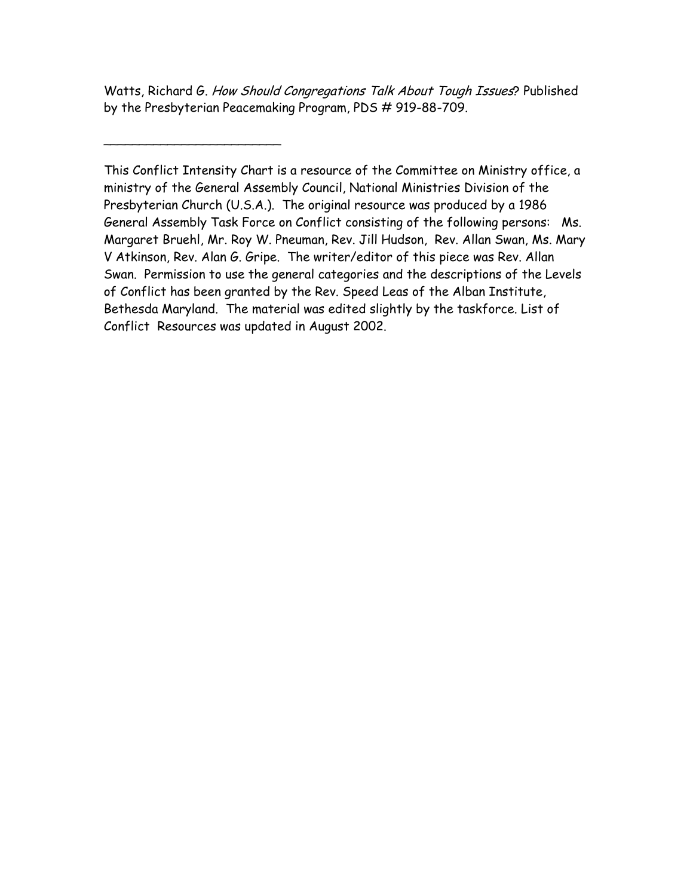Watts, Richard G. *How Should Congregations Talk About Tough Issues*? Published by the Presbyterian Peacemaking Program, PDS # 919-88-709.

---

This Conflict Intensity Chart is a resource of the Committee on Ministry office, a ministry of the General Assembly Council, National Ministries Division of the Presbyterian Church (U.S.A.). The original resource was produced by a 1986 General Assembly Task Force on Conflict consisting of the following persons: Ms. Margaret Bruehl, Mr. Roy W. Pneuman, Rev. Jill Hudson, Rev. Allan Swan, Ms. Mary V Atkinson, Rev. Alan G. Gripe. The writer/editor of this piece was Rev. Allan Swan. Permission to use the general categories and the descriptions of the Levels of Conflict has been granted by the Rev. Speed Leas of the Alban Institute, Bethesda Maryland. The material was edited slightly by the taskforce. List of Conflict Resources was updated in August 2002.